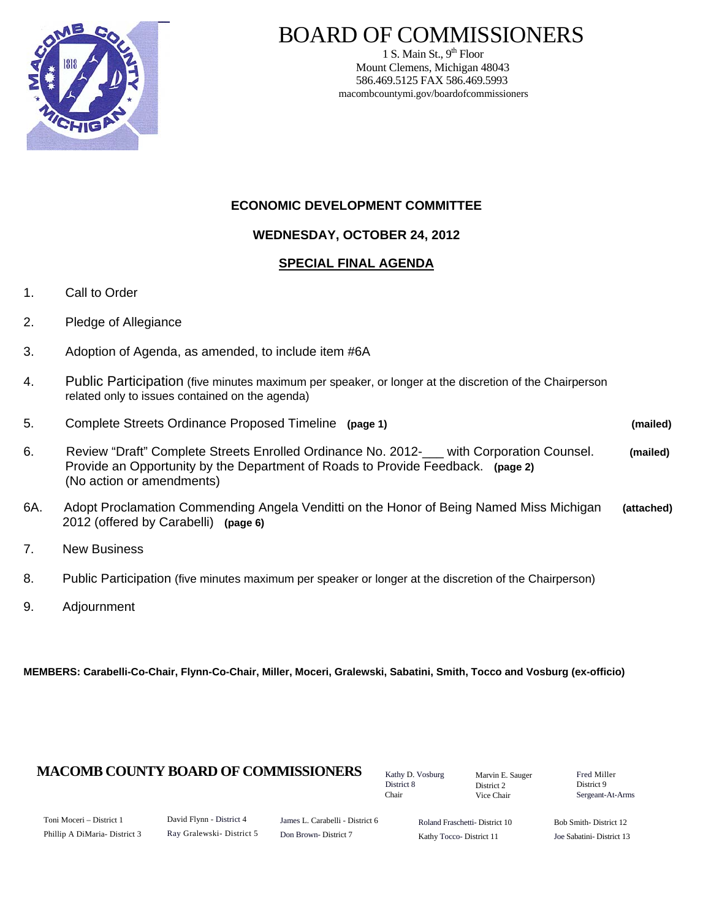# BOARD OF COMMISSIONERS

1 S. Main St., 9th Floor
Mount Clemens, Michigan 48043
586.469.5125 FAX 586.469.5993
macombcountymi.gov/boardofcommissioners

## ECONOMIC DEVELOPMENT COMMITTEE

### WEDNESDAY, OCTOBER 24, 2012

### SPECIAL FINAL AGENDA

1. Call to Order

2. Pledge of Allegiance

3. Adoption of Agenda, as amended, to include item #6A

4. Public Participation (five minutes maximum per speaker, or longer at the discretion of the Chairperson related only to issues contained on the agenda)

5. Complete Streets Ordinance Proposed Timeline **(page 1)** **(mailed)**

6. Review "Draft" Complete Streets Enrolled Ordinance No. 2012-___ with Corporation Counsel. Provide an Opportunity by the Department of Roads to Provide Feedback. **(page 2)** (No action or amendments) **(mailed)**

6A. Adopt Proclamation Commending Angela Venditti on the Honor of Being Named Miss Michigan 2012 (offered by Carabelli) **(page 6)** **(attached)**

7. New Business

8. Public Participation (five minutes maximum per speaker or longer at the discretion of the Chairperson)

9. Adjournment

**MEMBERS: Carabelli-Co-Chair, Flynn-Co-Chair, Miller, Moceri, Gralewski, Sabatini, Smith, Tocco and Vosburg (ex-officio)**

**MACOMB COUNTY BOARD OF COMMISSIONERS**

Kathy D. Vosburg, District 8, Chair
Marvin E. Sauger, District 2, Vice Chair
Fred Miller, District 9, Sergeant-At-Arms

Toni Moceri – District 1
Phillip A DiMaria- District 3
David Flynn - District 4
Ray Gralewski- District 5
James L. Carabelli - District 6
Don Brown- District 7
Roland Fraschetti- District 10
Kathy Tocco- District 11
Bob Smith- District 12
Joe Sabatini- District 13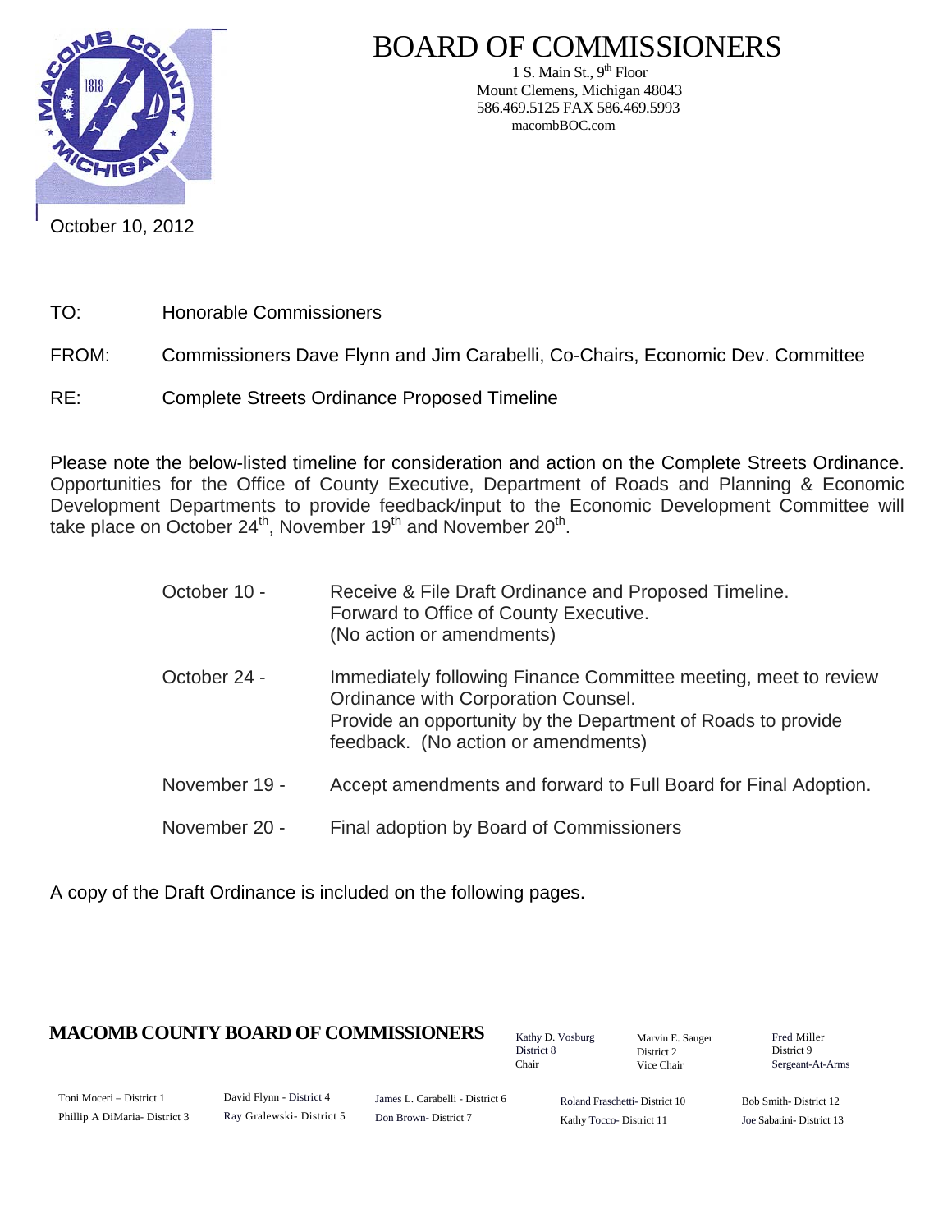# BOARD OF COMMISSIONERS

1 S. Main St., 9th Floor
Mount Clemens, Michigan 48043
586.469.5125 FAX 586.469.5993
macombBOC.com

October 10, 2012

TO: Honorable Commissioners

FROM: Commissioners Dave Flynn and Jim Carabelli, Co-Chairs, Economic Dev. Committee

RE: Complete Streets Ordinance Proposed Timeline

Please note the below-listed timeline for consideration and action on the Complete Streets Ordinance. Opportunities for the Office of County Executive, Department of Roads and Planning & Economic Development Departments to provide feedback/input to the Economic Development Committee will take place on October 24th, November 19th and November 20th.

October 10 - Receive & File Draft Ordinance and Proposed Timeline. Forward to Office of County Executive. (No action or amendments)

October 24 - Immediately following Finance Committee meeting, meet to review Ordinance with Corporation Counsel. Provide an opportunity by the Department of Roads to provide feedback. (No action or amendments)

November 19 - Accept amendments and forward to Full Board for Final Adoption.

November 20 - Final adoption by Board of Commissioners

A copy of the Draft Ordinance is included on the following pages.

**MACOMB COUNTY BOARD OF COMMISSIONERS**

Kathy D. Vosburg, District 8, Chair
Marvin E. Sauger, District 2, Vice Chair
Fred Miller, District 9, Sergeant-At-Arms

Toni Moceri – District 1
Phillip A DiMaria- District 3
David Flynn - District 4
Ray Gralewski- District 5
James L. Carabelli - District 6
Don Brown- District 7
Roland Fraschetti- District 10
Kathy Tocco- District 11
Bob Smith- District 12
Joe Sabatini- District 13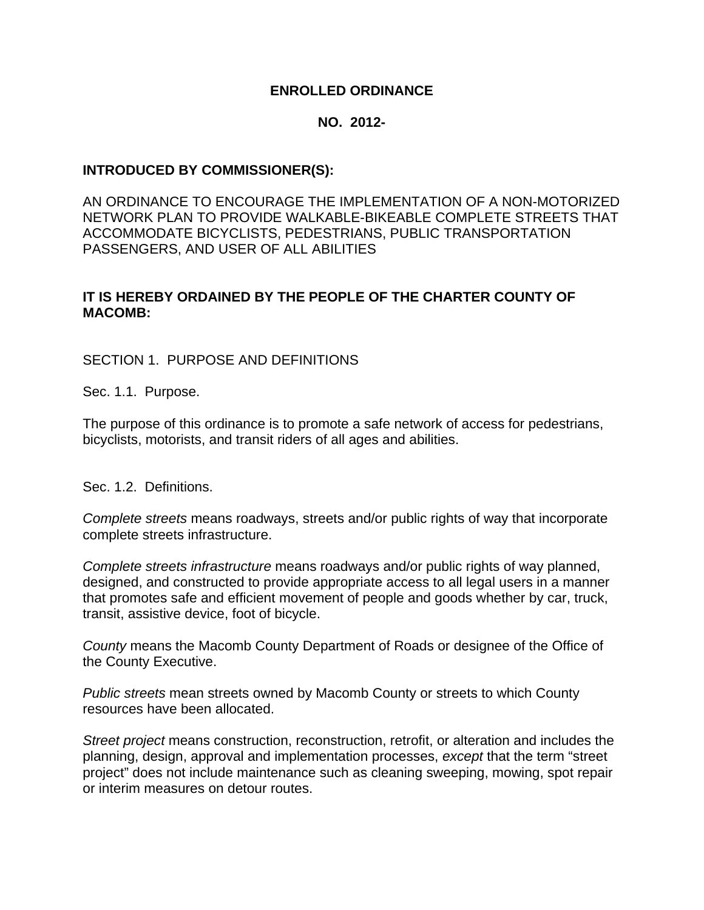**ENROLLED ORDINANCE**

**NO. 2012-**

**INTRODUCED BY COMMISSIONER(S):**

AN ORDINANCE TO ENCOURAGE THE IMPLEMENTATION OF A NON-MOTORIZED NETWORK PLAN TO PROVIDE WALKABLE-BIKEABLE COMPLETE STREETS THAT ACCOMMODATE BICYCLISTS, PEDESTRIANS, PUBLIC TRANSPORTATION PASSENGERS, AND USER OF ALL ABILITIES

**IT IS HEREBY ORDAINED BY THE PEOPLE OF THE CHARTER COUNTY OF MACOMB:**

SECTION 1. PURPOSE AND DEFINITIONS

Sec. 1.1. Purpose.

The purpose of this ordinance is to promote a safe network of access for pedestrians, bicyclists, motorists, and transit riders of all ages and abilities.

Sec. 1.2. Definitions.

*Complete streets* means roadways, streets and/or public rights of way that incorporate complete streets infrastructure.

*Complete streets infrastructure* means roadways and/or public rights of way planned, designed, and constructed to provide appropriate access to all legal users in a manner that promotes safe and efficient movement of people and goods whether by car, truck, transit, assistive device, foot of bicycle.

*County* means the Macomb County Department of Roads or designee of the Office of the County Executive.

*Public streets* mean streets owned by Macomb County or streets to which County resources have been allocated.

*Street project* means construction, reconstruction, retrofit, or alteration and includes the planning, design, approval and implementation processes, *except* that the term "street project" does not include maintenance such as cleaning sweeping, mowing, spot repair or interim measures on detour routes.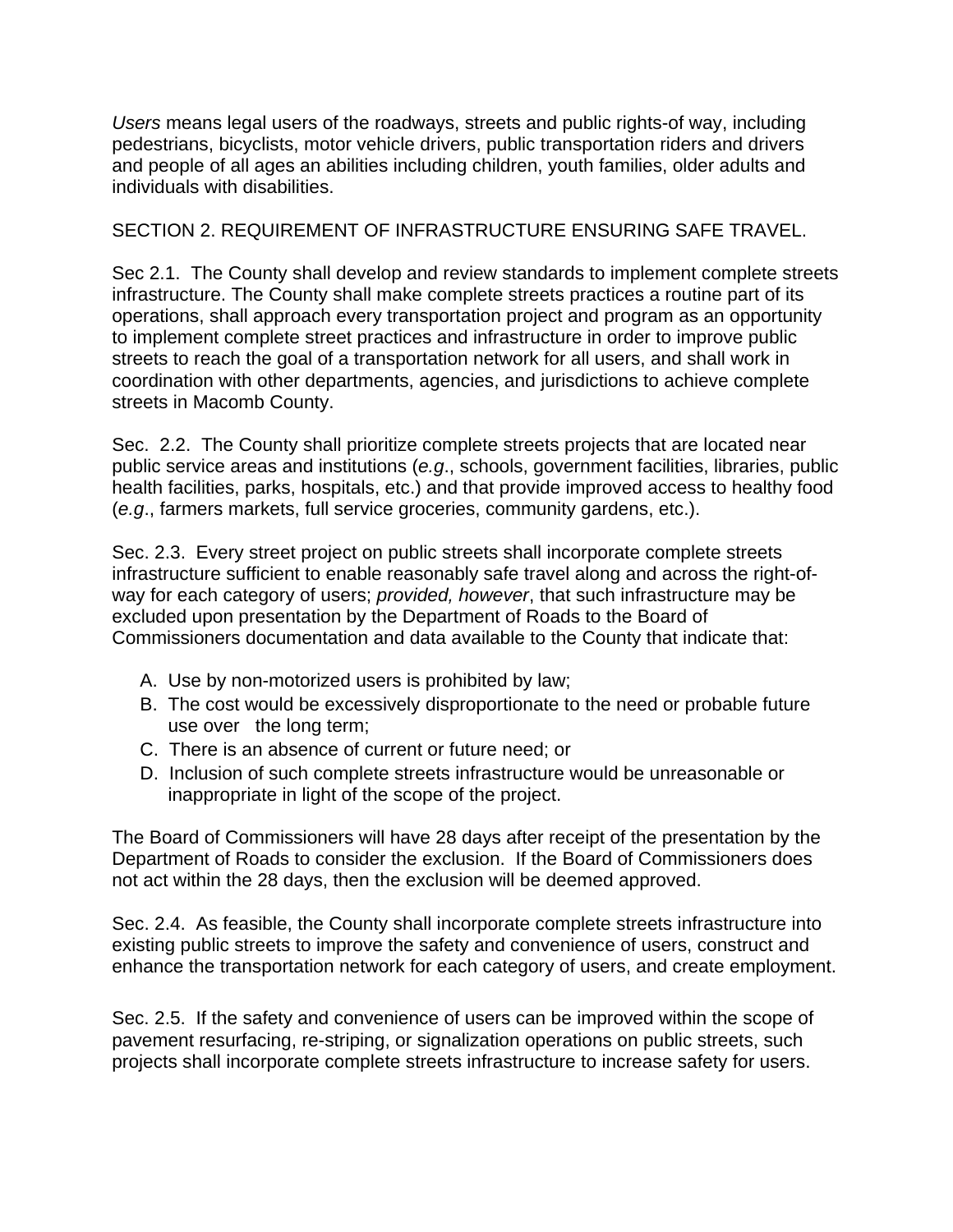*Users* means legal users of the roadways, streets and public rights-of way, including pedestrians, bicyclists, motor vehicle drivers, public transportation riders and drivers and people of all ages an abilities including children, youth families, older adults and individuals with disabilities.

SECTION 2. REQUIREMENT OF INFRASTRUCTURE ENSURING SAFE TRAVEL.

Sec 2.1. The County shall develop and review standards to implement complete streets infrastructure. The County shall make complete streets practices a routine part of its operations, shall approach every transportation project and program as an opportunity to implement complete street practices and infrastructure in order to improve public streets to reach the goal of a transportation network for all users, and shall work in coordination with other departments, agencies, and jurisdictions to achieve complete streets in Macomb County.

Sec. 2.2. The County shall prioritize complete streets projects that are located near public service areas and institutions (*e.g*., schools, government facilities, libraries, public health facilities, parks, hospitals, etc.) and that provide improved access to healthy food (*e.g*., farmers markets, full service groceries, community gardens, etc.).

Sec. 2.3. Every street project on public streets shall incorporate complete streets infrastructure sufficient to enable reasonably safe travel along and across the right-of-way for each category of users; *provided, however*, that such infrastructure may be excluded upon presentation by the Department of Roads to the Board of Commissioners documentation and data available to the County that indicate that:

A. Use by non-motorized users is prohibited by law;
B. The cost would be excessively disproportionate to the need or probable future use over the long term;
C. There is an absence of current or future need; or
D. Inclusion of such complete streets infrastructure would be unreasonable or inappropriate in light of the scope of the project.

The Board of Commissioners will have 28 days after receipt of the presentation by the Department of Roads to consider the exclusion. If the Board of Commissioners does not act within the 28 days, then the exclusion will be deemed approved.

Sec. 2.4. As feasible, the County shall incorporate complete streets infrastructure into existing public streets to improve the safety and convenience of users, construct and enhance the transportation network for each category of users, and create employment.

Sec. 2.5. If the safety and convenience of users can be improved within the scope of pavement resurfacing, re-striping, or signalization operations on public streets, such projects shall incorporate complete streets infrastructure to increase safety for users.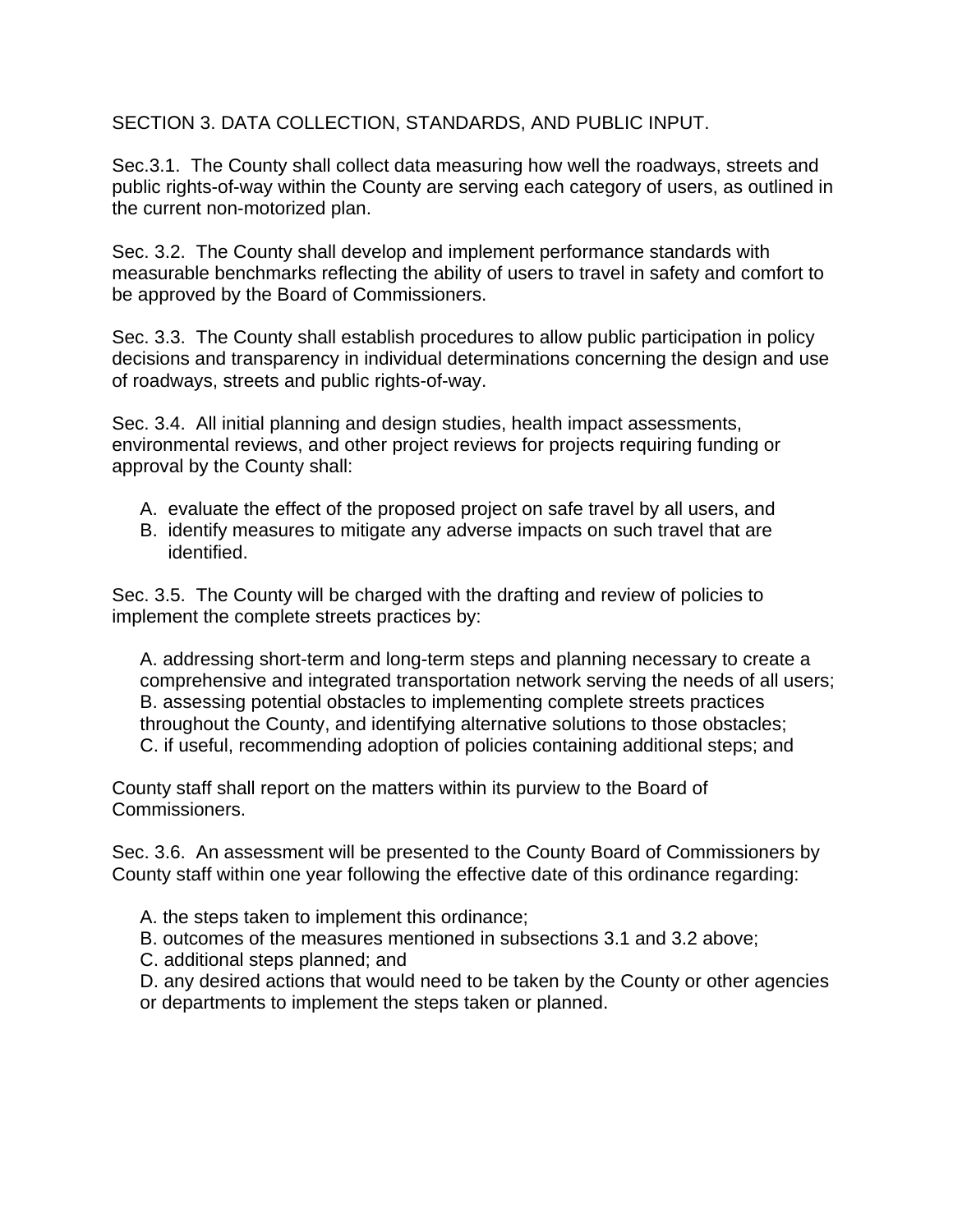SECTION 3. DATA COLLECTION, STANDARDS, AND PUBLIC INPUT.

Sec.3.1. The County shall collect data measuring how well the roadways, streets and public rights-of-way within the County are serving each category of users, as outlined in the current non-motorized plan.

Sec. 3.2. The County shall develop and implement performance standards with measurable benchmarks reflecting the ability of users to travel in safety and comfort to be approved by the Board of Commissioners.

Sec. 3.3. The County shall establish procedures to allow public participation in policy decisions and transparency in individual determinations concerning the design and use of roadways, streets and public rights-of-way.

Sec. 3.4. All initial planning and design studies, health impact assessments, environmental reviews, and other project reviews for projects requiring funding or approval by the County shall:

A. evaluate the effect of the proposed project on safe travel by all users, and
B. identify measures to mitigate any adverse impacts on such travel that are identified.

Sec. 3.5. The County will be charged with the drafting and review of policies to implement the complete streets practices by:

A. addressing short-term and long-term steps and planning necessary to create a comprehensive and integrated transportation network serving the needs of all users;
B. assessing potential obstacles to implementing complete streets practices throughout the County, and identifying alternative solutions to those obstacles;
C. if useful, recommending adoption of policies containing additional steps; and

County staff shall report on the matters within its purview to the Board of Commissioners.

Sec. 3.6. An assessment will be presented to the County Board of Commissioners by County staff within one year following the effective date of this ordinance regarding:

A. the steps taken to implement this ordinance;
B. outcomes of the measures mentioned in subsections 3.1 and 3.2 above;
C. additional steps planned; and
D. any desired actions that would need to be taken by the County or other agencies or departments to implement the steps taken or planned.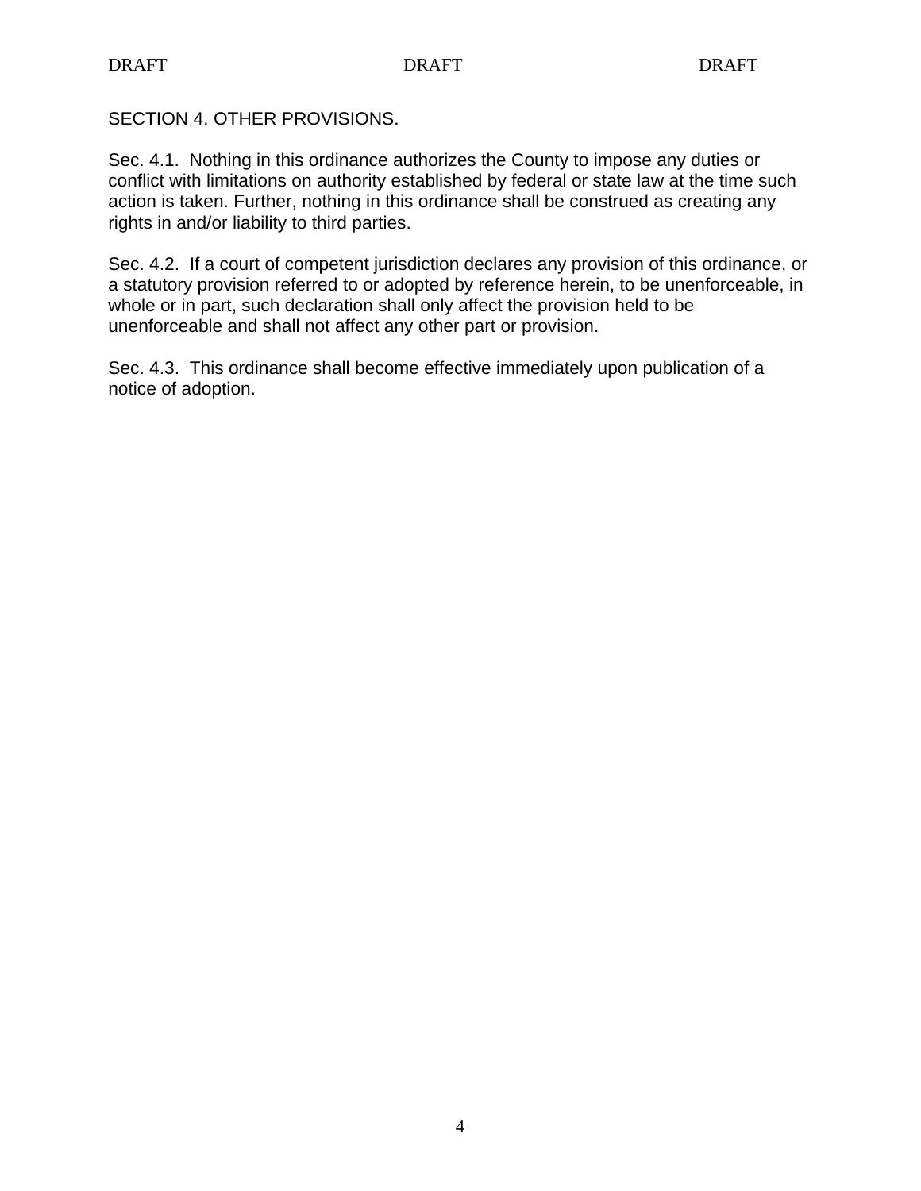## SECTION 4. OTHER PROVISIONS.

Sec. 4.1. Nothing in this ordinance authorizes the County to impose any duties or conflict with limitations on authority established by federal or state law at the time such action is taken. Further, nothing in this ordinance shall be construed as creating any rights in and/or liability to third parties.

Sec. 4.2. If a court of competent jurisdiction declares any provision of this ordinance, or a statutory provision referred to or adopted by reference herein, to be unenforceable, in whole or in part, such declaration shall only affect the provision held to be unenforceable and shall not affect any other part or provision.

Sec. 4.3. This ordinance shall become effective immediately upon publication of a notice of adoption.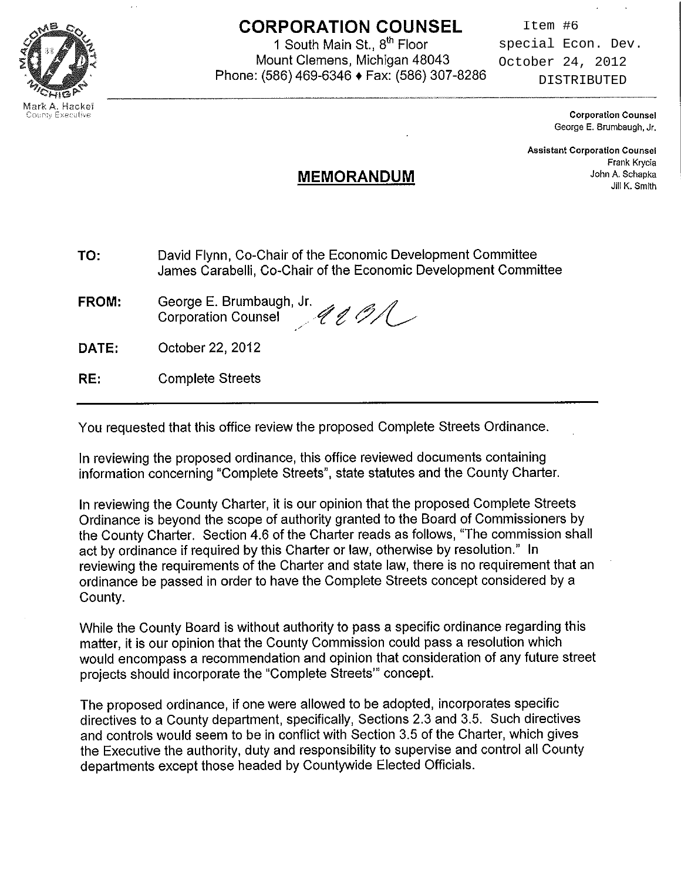# CORPORATION COUNSEL

1 South Main St., 8th Floor
Mount Clemens, Michigan 48043
Phone: (586) 469-6346 ♦ Fax: (586) 307-8286

Item #6
special Econ. Dev.
October 24, 2012
DISTRIBUTED

Mark A. Hackel
County Executive

**Corporation Counsel**
George E. Brumbaugh, Jr.

**Assistant Corporation Counsel**
Frank Krycia
John A. Schapka
Jill K. Smith

## MEMORANDUM

**TO:** David Flynn, Co-Chair of the Economic Development Committee
James Carabelli, Co-Chair of the Economic Development Committee

**FROM:** George E. Brumbaugh, Jr.
Corporation Counsel

**DATE:** October 22, 2012

**RE:** Complete Streets

---

You requested that this office review the proposed Complete Streets Ordinance.

In reviewing the proposed ordinance, this office reviewed documents containing information concerning "Complete Streets", state statutes and the County Charter.

In reviewing the County Charter, it is our opinion that the proposed Complete Streets Ordinance is beyond the scope of authority granted to the Board of Commissioners by the County Charter. Section 4.6 of the Charter reads as follows, "The commission shall act by ordinance if required by this Charter or law, otherwise by resolution." In reviewing the requirements of the Charter and state law, there is no requirement that an ordinance be passed in order to have the Complete Streets concept considered by a County.

While the County Board is without authority to pass a specific ordinance regarding this matter, it is our opinion that the County Commission could pass a resolution which would encompass a recommendation and opinion that consideration of any future street projects should incorporate the "Complete Streets'" concept.

The proposed ordinance, if one were allowed to be adopted, incorporates specific directives to a County department, specifically, Sections 2.3 and 3.5. Such directives and controls would seem to be in conflict with Section 3.5 of the Charter, which gives the Executive the authority, duty and responsibility to supervise and control all County departments except those headed by Countywide Elected Officials.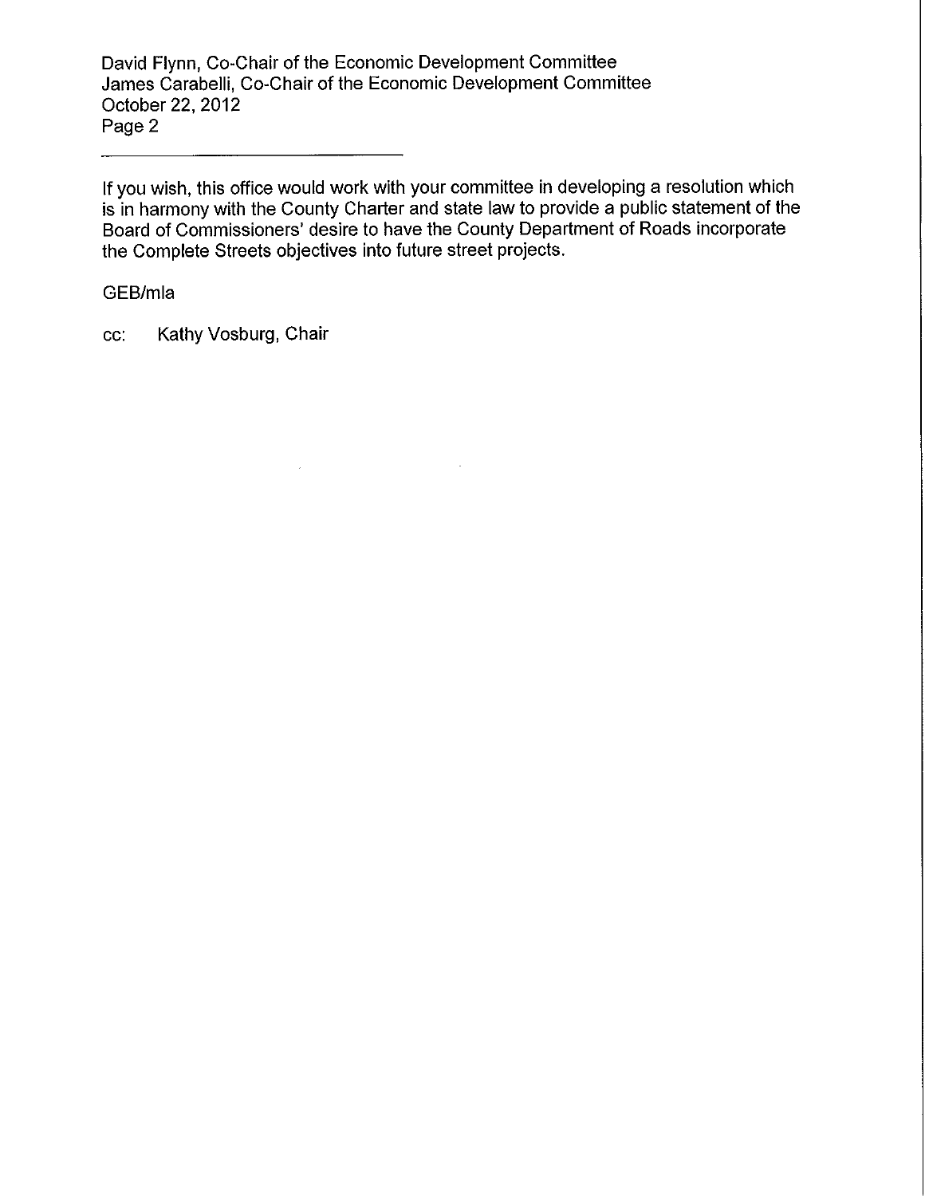David Flynn, Co-Chair of the Economic Development Committee
James Carabelli, Co-Chair of the Economic Development Committee
October 22, 2012
Page 2

---

If you wish, this office would work with your committee in developing a resolution which is in harmony with the County Charter and state law to provide a public statement of the Board of Commissioners' desire to have the County Department of Roads incorporate the Complete Streets objectives into future street projects.

GEB/mla

cc: Kathy Vosburg, Chair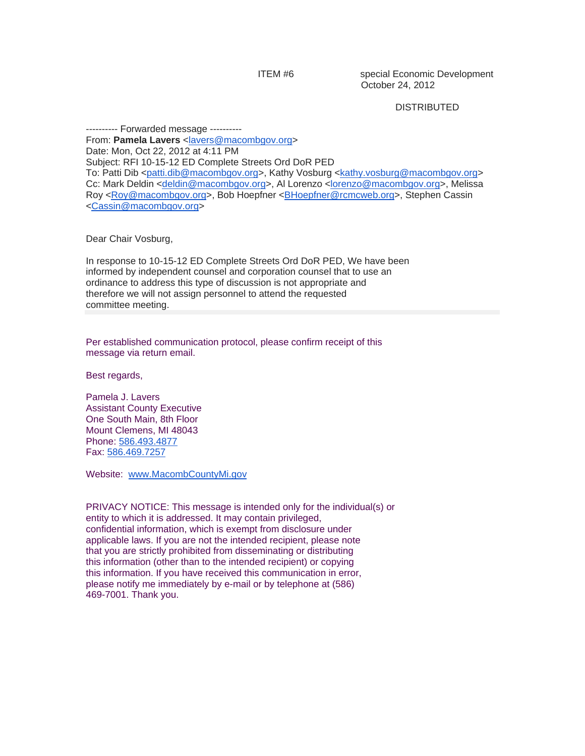ITEM #6 special Economic Development
October 24, 2012

DISTRIBUTED

---------- Forwarded message ----------
From: **Pamela Lavers** <lavers@macombgov.org>
Date: Mon, Oct 22, 2012 at 4:11 PM
Subject: RFI 10-15-12 ED Complete Streets Ord DoR PED
To: Patti Dib <patti.dib@macombgov.org>, Kathy Vosburg <kathy.vosburg@macombgov.org>
Cc: Mark Deldin <deldin@macombgov.org>, Al Lorenzo <lorenzo@macombgov.org>, Melissa Roy <Roy@macombgov.org>, Bob Hoepfner <BHoepfner@rcmcweb.org>, Stephen Cassin <Cassin@macombgov.org>

Dear Chair Vosburg,

In response to 10-15-12 ED Complete Streets Ord DoR PED, We have been informed by independent counsel and corporation counsel that to use an ordinance to address this type of discussion is not appropriate and therefore we will not assign personnel to attend the requested committee meeting.

Per established communication protocol, please confirm receipt of this message via return email.

Best regards,

Pamela J. Lavers
Assistant County Executive
One South Main, 8th Floor
Mount Clemens, MI 48043
Phone: 586.493.4877
Fax: 586.469.7257

Website: www.MacombCountyMi.gov

PRIVACY NOTICE: This message is intended only for the individual(s) or entity to which it is addressed. It may contain privileged, confidential information, which is exempt from disclosure under applicable laws. If you are not the intended recipient, please note that you are strictly prohibited from disseminating or distributing this information (other than to the intended recipient) or copying this information. If you have received this communication in error, please notify me immediately by e-mail or by telephone at (586) 469-7001. Thank you.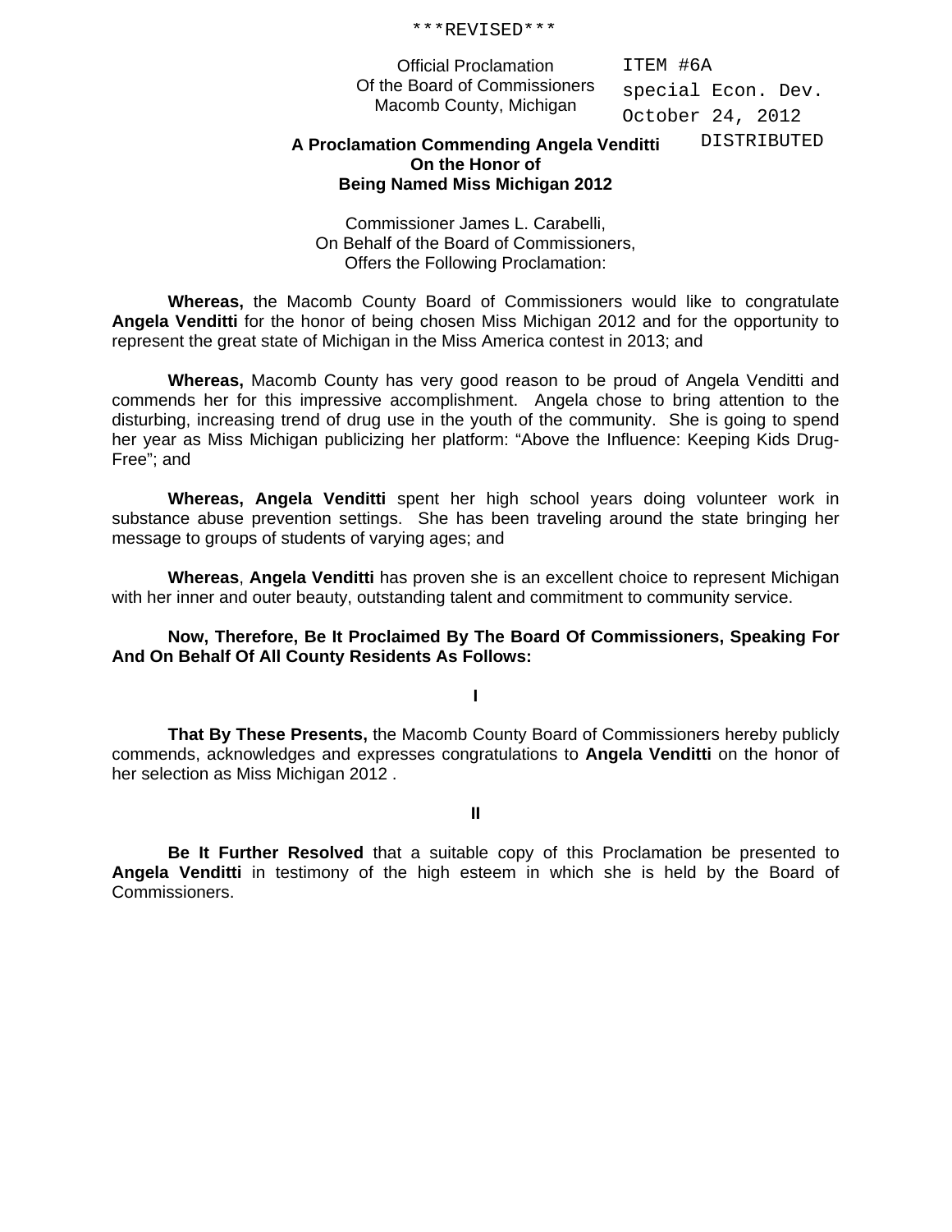***REVISED***

Official Proclamation
Of the Board of Commissioners
Macomb County, Michigan

ITEM #6A
special Econ. Dev.
October 24, 2012
DISTRIBUTED

**A Proclamation Commending Angela Venditti**
**On the Honor of**
**Being Named Miss Michigan 2012**

Commissioner James L. Carabelli,
On Behalf of the Board of Commissioners,
Offers the Following Proclamation:

**Whereas,** the Macomb County Board of Commissioners would like to congratulate **Angela Venditti** for the honor of being chosen Miss Michigan 2012 and for the opportunity to represent the great state of Michigan in the Miss America contest in 2013; and

**Whereas,** Macomb County has very good reason to be proud of Angela Venditti and commends her for this impressive accomplishment. Angela chose to bring attention to the disturbing, increasing trend of drug use in the youth of the community. She is going to spend her year as Miss Michigan publicizing her platform: "Above the Influence: Keeping Kids Drug-Free"; and

**Whereas, Angela Venditti** spent her high school years doing volunteer work in substance abuse prevention settings. She has been traveling around the state bringing her message to groups of students of varying ages; and

**Whereas**, **Angela Venditti** has proven she is an excellent choice to represent Michigan with her inner and outer beauty, outstanding talent and commitment to community service.

**Now, Therefore, Be It Proclaimed By The Board Of Commissioners, Speaking For And On Behalf Of All County Residents As Follows:**

**I**

**That By These Presents,** the Macomb County Board of Commissioners hereby publicly commends, acknowledges and expresses congratulations to **Angela Venditti** on the honor of her selection as Miss Michigan 2012 .

**II**

**Be It Further Resolved** that a suitable copy of this Proclamation be presented to **Angela Venditti** in testimony of the high esteem in which she is held by the Board of Commissioners.